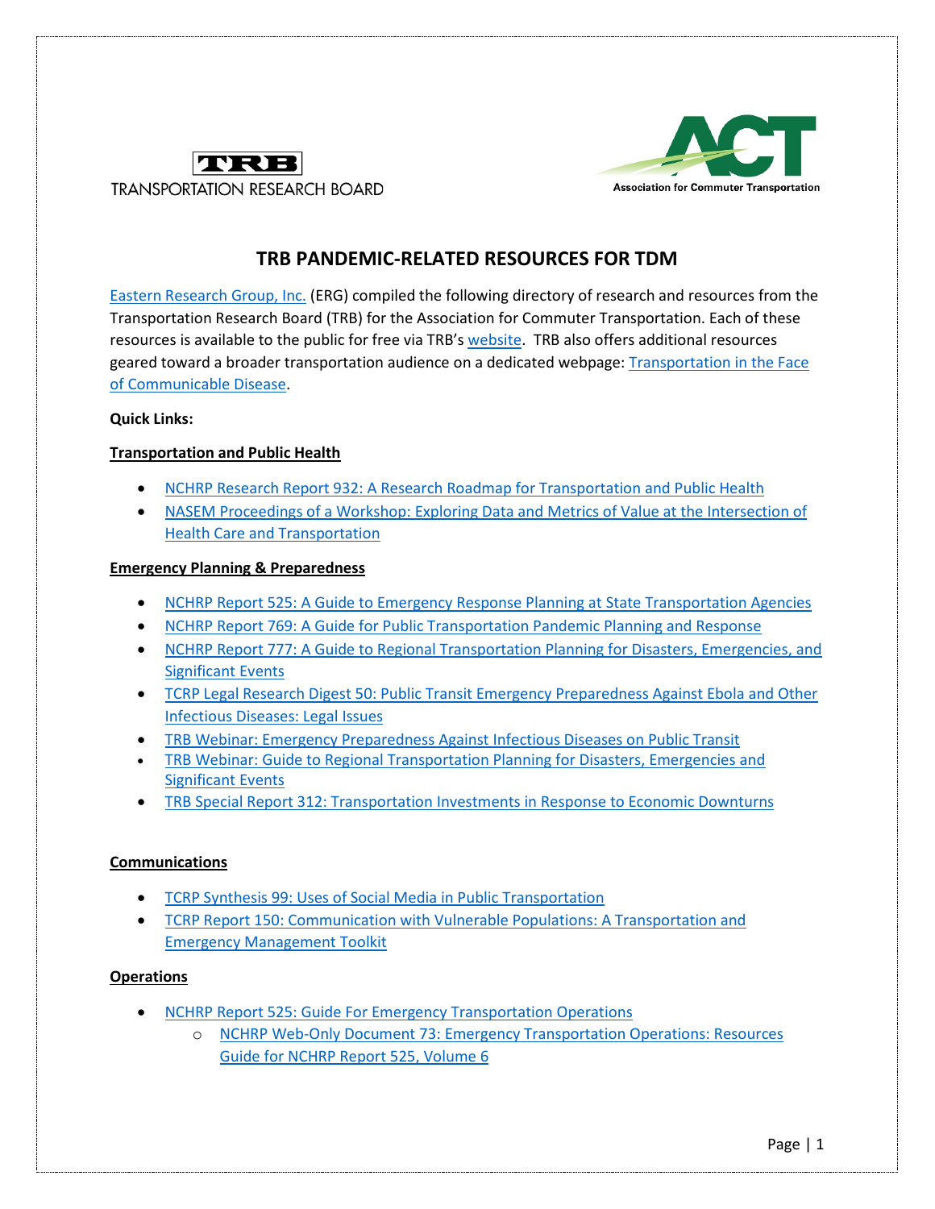TRB TRANSPORTATION RESEARCH BOARD

Association for Commuter Transportation

# TRB PANDEMIC-RELATED RESOURCES FOR TDM

Eastern Research Group, Inc. (ERG) compiled the following directory of research and resources from the Transportation Research Board (TRB) for the Association for Commuter Transportation. Each of these resources is available to the public for free via TRB's website. TRB also offers additional resources geared toward a broader transportation audience on a dedicated webpage: Transportation in the Face of Communicable Disease.

**Quick Links:**

**Transportation and Public Health**

- NCHRP Research Report 932: A Research Roadmap for Transportation and Public Health
- NASEM Proceedings of a Workshop: Exploring Data and Metrics of Value at the Intersection of Health Care and Transportation

**Emergency Planning & Preparedness**

- NCHRP Report 525: A Guide to Emergency Response Planning at State Transportation Agencies
- NCHRP Report 769: A Guide for Public Transportation Pandemic Planning and Response
- NCHRP Report 777: A Guide to Regional Transportation Planning for Disasters, Emergencies, and Significant Events
- TCRP Legal Research Digest 50: Public Transit Emergency Preparedness Against Ebola and Other Infectious Diseases: Legal Issues
- TRB Webinar: Emergency Preparedness Against Infectious Diseases on Public Transit
- TRB Webinar: Guide to Regional Transportation Planning for Disasters, Emergencies and Significant Events
- TRB Special Report 312: Transportation Investments in Response to Economic Downturns

**Communications**

- TCRP Synthesis 99: Uses of Social Media in Public Transportation
- TCRP Report 150: Communication with Vulnerable Populations: A Transportation and Emergency Management Toolkit

**Operations**

- NCHRP Report 525: Guide For Emergency Transportation Operations
  - NCHRP Web-Only Document 73: Emergency Transportation Operations: Resources Guide for NCHRP Report 525, Volume 6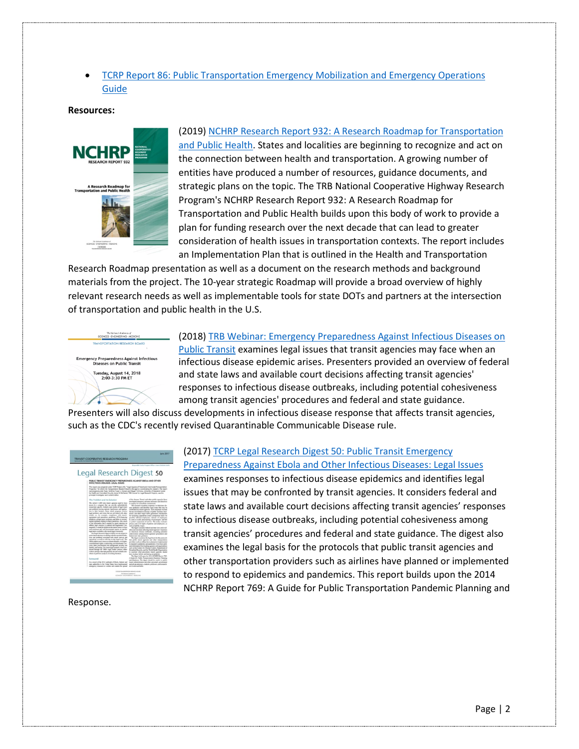- TCRP Report 86: Public Transportation Emergency Mobilization and Emergency Operations Guide

**Resources:**

(2019) NCHRP Research Report 932: A Research Roadmap for Transportation and Public Health. States and localities are beginning to recognize and act on the connection between health and transportation. A growing number of entities have produced a number of resources, guidance documents, and strategic plans on the topic. The TRB National Cooperative Highway Research Program's NCHRP Research Report 932: A Research Roadmap for Transportation and Public Health builds upon this body of work to provide a plan for funding research over the next decade that can lead to greater consideration of health issues in transportation contexts. The report includes an Implementation Plan that is outlined in the Health and Transportation Research Roadmap presentation as well as a document on the research methods and background materials from the project. The 10-year strategic Roadmap will provide a broad overview of highly relevant research needs as well as implementable tools for state DOTs and partners at the intersection of transportation and public health in the U.S.

(2018) TRB Webinar: Emergency Preparedness Against Infectious Diseases on Public Transit examines legal issues that transit agencies may face when an infectious disease epidemic arises. Presenters provided an overview of federal and state laws and available court decisions affecting transit agencies' responses to infectious disease outbreaks, including potential cohesiveness among transit agencies' procedures and federal and state guidance. Presenters will also discuss developments in infectious disease response that affects transit agencies, such as the CDC's recently revised Quarantinable Communicable Disease rule.

(2017) TCRP Legal Research Digest 50: Public Transit Emergency Preparedness Against Ebola and Other Infectious Diseases: Legal Issues examines responses to infectious disease epidemics and identifies legal issues that may be confronted by transit agencies. It considers federal and state laws and available court decisions affecting transit agencies' responses to infectious disease outbreaks, including potential cohesiveness among transit agencies' procedures and federal and state guidance. The digest also examines the legal basis for the protocols that public transit agencies and other transportation providers such as airlines have planned or implemented to respond to epidemics and pandemics. This report builds upon the 2014 NCHRP Report 769: A Guide for Public Transportation Pandemic Planning and Response.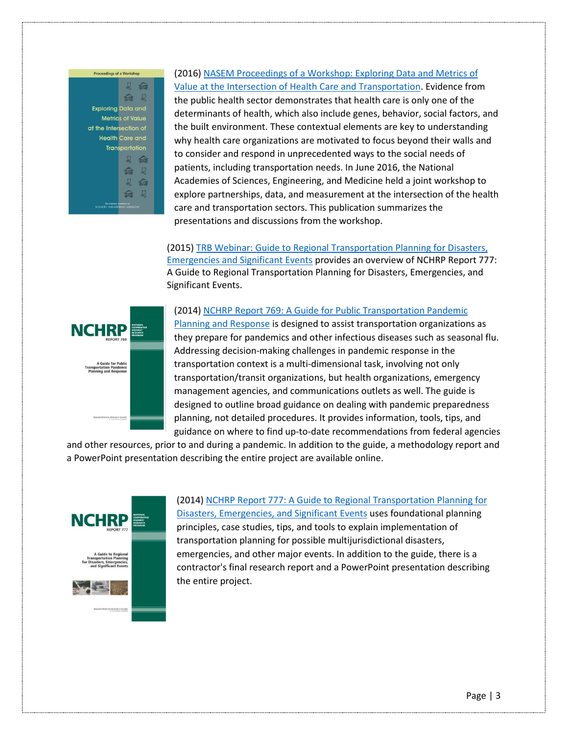(2016) NASEM Proceedings of a Workshop: Exploring Data and Metrics of Value at the Intersection of Health Care and Transportation. Evidence from the public health sector demonstrates that health care is only one of the determinants of health, which also include genes, behavior, social factors, and the built environment. These contextual elements are key to understanding why health care organizations are motivated to focus beyond their walls and to consider and respond in unprecedented ways to the social needs of patients, including transportation needs. In June 2016, the National Academies of Sciences, Engineering, and Medicine held a joint workshop to explore partnerships, data, and measurement at the intersection of the health care and transportation sectors. This publication summarizes the presentations and discussions from the workshop.

(2015) TRB Webinar: Guide to Regional Transportation Planning for Disasters, Emergencies and Significant Events provides an overview of NCHRP Report 777: A Guide to Regional Transportation Planning for Disasters, Emergencies, and Significant Events.

(2014) NCHRP Report 769: A Guide for Public Transportation Pandemic Planning and Response is designed to assist transportation organizations as they prepare for pandemics and other infectious diseases such as seasonal flu. Addressing decision-making challenges in pandemic response in the transportation context is a multi-dimensional task, involving not only transportation/transit organizations, but health organizations, emergency management agencies, and communications outlets as well. The guide is designed to outline broad guidance on dealing with pandemic preparedness planning, not detailed procedures. It provides information, tools, tips, and guidance on where to find up-to-date recommendations from federal agencies and other resources, prior to and during a pandemic. In addition to the guide, a methodology report and a PowerPoint presentation describing the entire project are available online.

(2014) NCHRP Report 777: A Guide to Regional Transportation Planning for Disasters, Emergencies, and Significant Events uses foundational planning principles, case studies, tips, and tools to explain implementation of transportation planning for possible multijurisdictional disasters, emergencies, and other major events. In addition to the guide, there is a contractor's final research report and a PowerPoint presentation describing the entire project.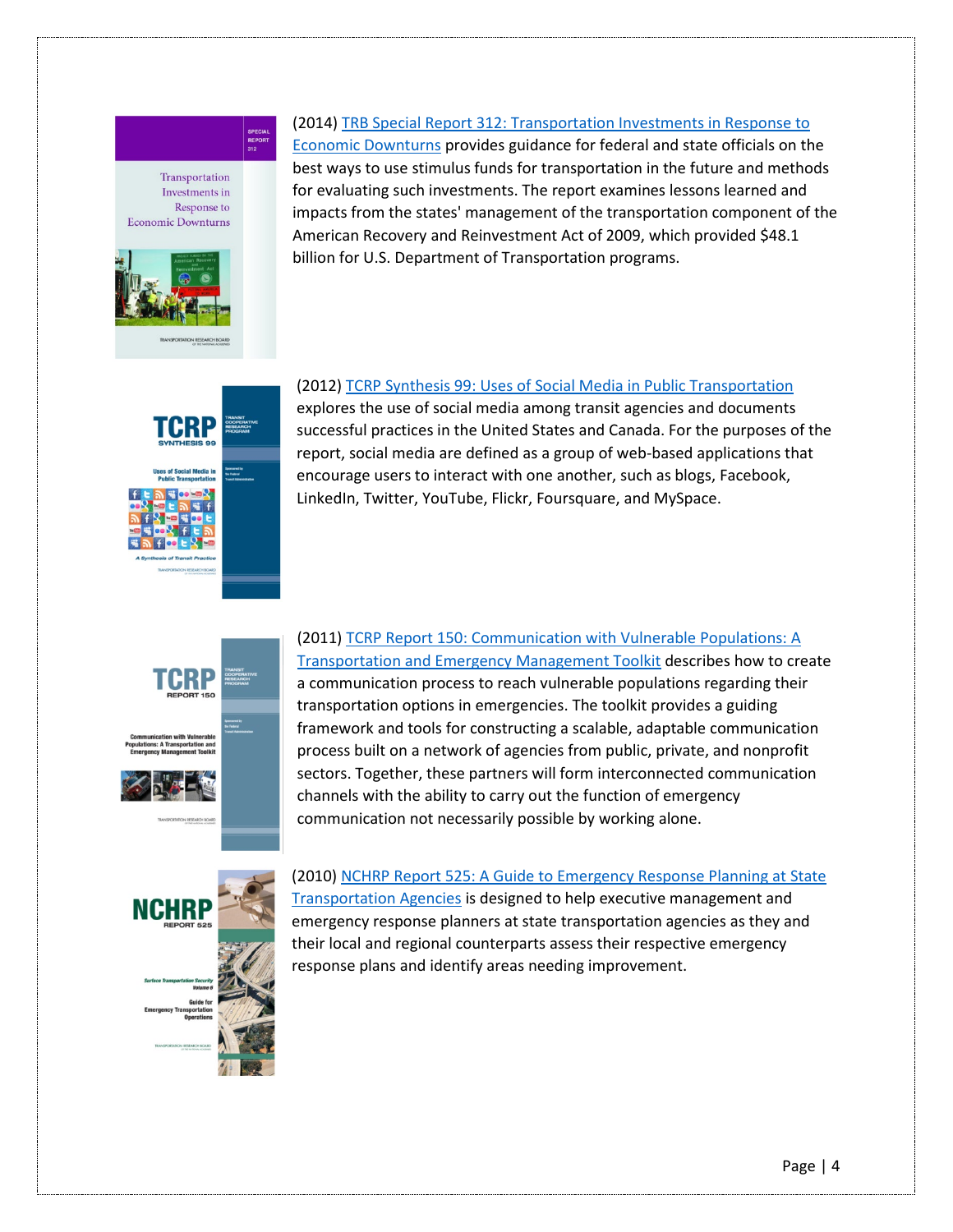(2014) [TRB Special Report 312: Transportation Investments in Response to Economic Downturns] provides guidance for federal and state officials on the best ways to use stimulus funds for transportation in the future and methods for evaluating such investments. The report examines lessons learned and impacts from the states' management of the transportation component of the American Recovery and Reinvestment Act of 2009, which provided $48.1 billion for U.S. Department of Transportation programs.

(2012) [TCRP Synthesis 99: Uses of Social Media in Public Transportation] explores the use of social media among transit agencies and documents successful practices in the United States and Canada. For the purposes of the report, social media are defined as a group of web-based applications that encourage users to interact with one another, such as blogs, Facebook, LinkedIn, Twitter, YouTube, Flickr, Foursquare, and MySpace.

(2011) [TCRP Report 150: Communication with Vulnerable Populations: A Transportation and Emergency Management Toolkit] describes how to create a communication process to reach vulnerable populations regarding their transportation options in emergencies. The toolkit provides a guiding framework and tools for constructing a scalable, adaptable communication process built on a network of agencies from public, private, and nonprofit sectors. Together, these partners will form interconnected communication channels with the ability to carry out the function of emergency communication not necessarily possible by working alone.

(2010) [NCHRP Report 525: A Guide to Emergency Response Planning at State Transportation Agencies] is designed to help executive management and emergency response planners at state transportation agencies as they and their local and regional counterparts assess their respective emergency response plans and identify areas needing improvement.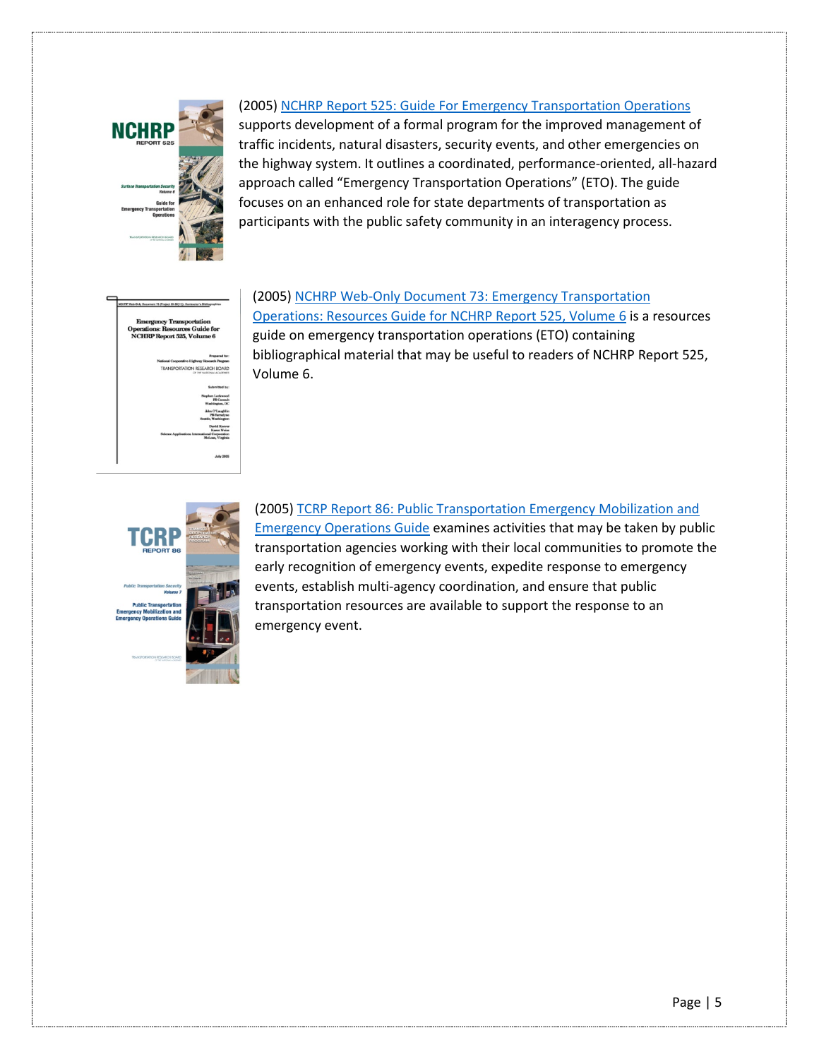(2005) NCHRP Report 525: Guide For Emergency Transportation Operations supports development of a formal program for the improved management of traffic incidents, natural disasters, security events, and other emergencies on the highway system. It outlines a coordinated, performance-oriented, all-hazard approach called "Emergency Transportation Operations" (ETO). The guide focuses on an enhanced role for state departments of transportation as participants with the public safety community in an interagency process.

(2005) NCHRP Web-Only Document 73: Emergency Transportation Operations: Resources Guide for NCHRP Report 525, Volume 6 is a resources guide on emergency transportation operations (ETO) containing bibliographical material that may be useful to readers of NCHRP Report 525, Volume 6.

(2005) TCRP Report 86: Public Transportation Emergency Mobilization and Emergency Operations Guide examines activities that may be taken by public transportation agencies working with their local communities to promote the early recognition of emergency events, expedite response to emergency events, establish multi-agency coordination, and ensure that public transportation resources are available to support the response to an emergency event.